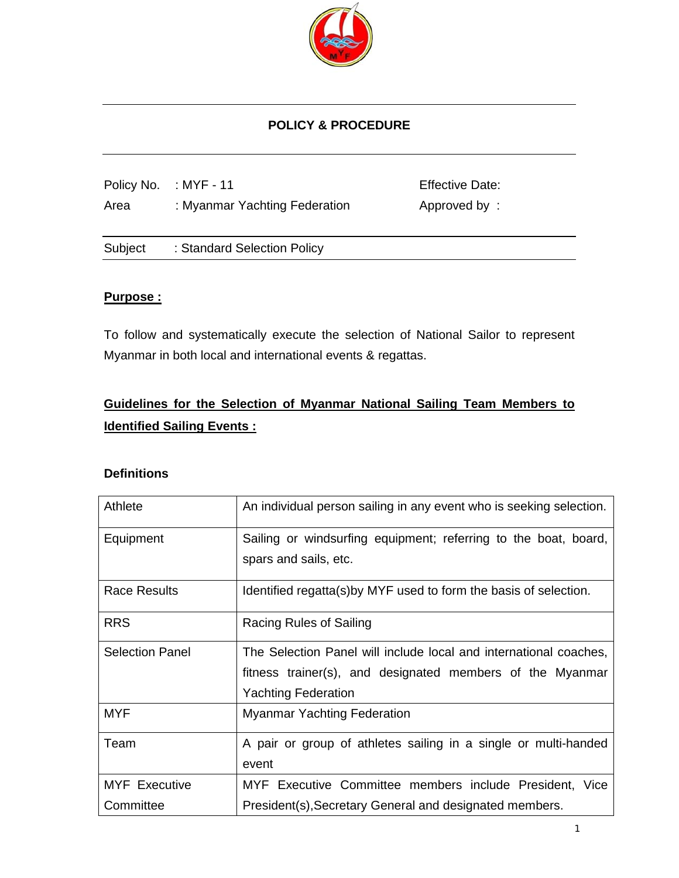# POLICY & PROCEDURE

| | | |
|---|---|---|
| Policy No. | : MYF - 11 | Effective Date: |
| Area | : Myanmar Yachting Federation | Approved by : |

Subject : Standard Selection Policy

**Purpose :**

To follow and systematically execute the selection of National Sailor to represent Myanmar in both local and international events & regattas.

## Guidelines for the Selection of Myanmar National Sailing Team Members to Identified Sailing Events :

### Definitions

| | |
|---|---|
| Athlete | An individual person sailing in any event who is seeking selection. |
| Equipment | Sailing or windsurfing equipment; referring to the boat, board, spars and sails, etc. |
| Race Results | Identified regatta(s)by MYF used to form the basis of selection. |
| RRS | Racing Rules of Sailing |
| Selection Panel | The Selection Panel will include local and international coaches, fitness trainer(s), and designated members of the Myanmar Yachting Federation |
| MYF | Myanmar Yachting Federation |
| Team | A pair or group of athletes sailing in a single or multi-handed event |
| MYF Executive Committee | MYF Executive Committee members include President, Vice President(s),Secretary General and designated members. |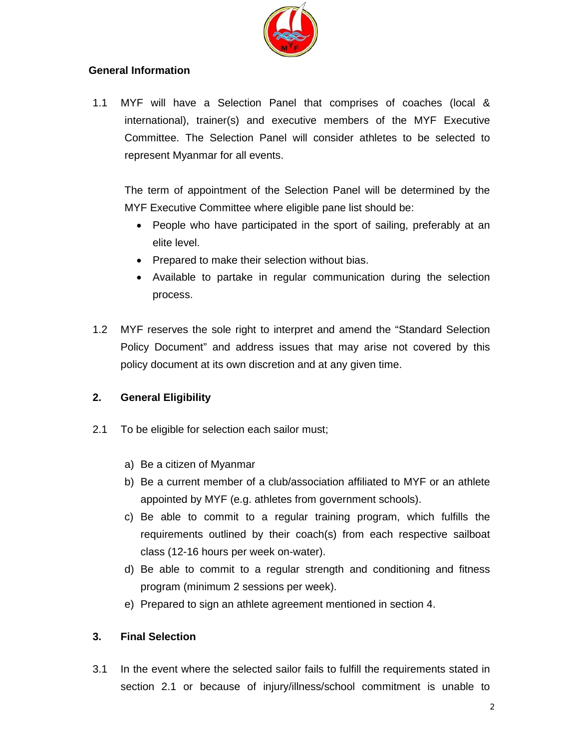## General Information

1.1 MYF will have a Selection Panel that comprises of coaches (local & international), trainer(s) and executive members of the MYF Executive Committee. The Selection Panel will consider athletes to be selected to represent Myanmar for all events.

The term of appointment of the Selection Panel will be determined by the MYF Executive Committee where eligible pane list should be:

- People who have participated in the sport of sailing, preferably at an elite level.
- Prepared to make their selection without bias.
- Available to partake in regular communication during the selection process.

1.2 MYF reserves the sole right to interpret and amend the "Standard Selection Policy Document" and address issues that may arise not covered by this policy document at its own discretion and at any given time.

## 2. General Eligibility

2.1 To be eligible for selection each sailor must;

a) Be a citizen of Myanmar
b) Be a current member of a club/association affiliated to MYF or an athlete appointed by MYF (e.g. athletes from government schools).
c) Be able to commit to a regular training program, which fulfills the requirements outlined by their coach(s) from each respective sailboat class (12-16 hours per week on-water).
d) Be able to commit to a regular strength and conditioning and fitness program (minimum 2 sessions per week).
e) Prepared to sign an athlete agreement mentioned in section 4.

## 3. Final Selection

3.1 In the event where the selected sailor fails to fulfill the requirements stated in section 2.1 or because of injury/illness/school commitment is unable to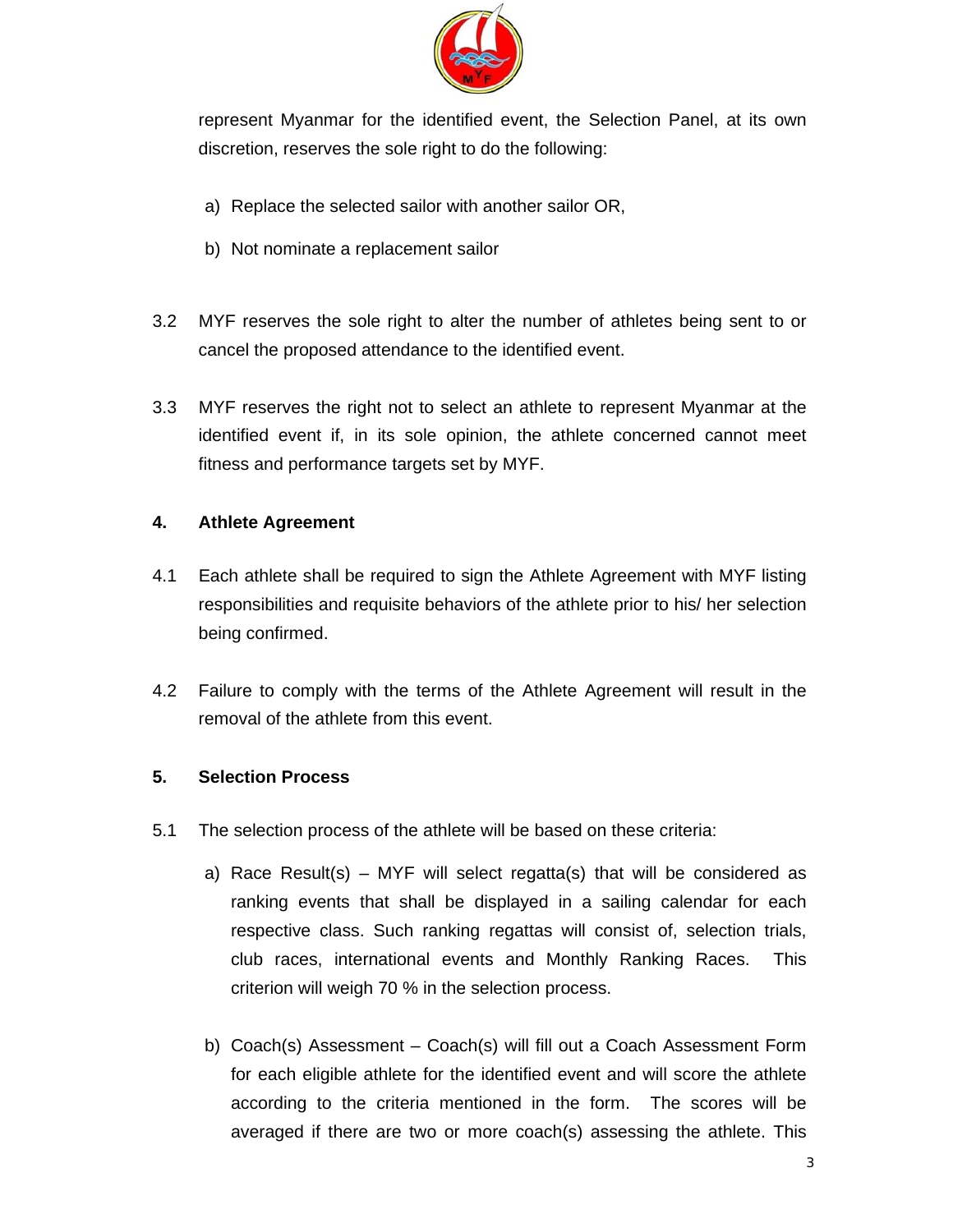represent Myanmar for the identified event, the Selection Panel, at its own discretion, reserves the sole right to do the following:

a) Replace the selected sailor with another sailor OR,

b) Not nominate a replacement sailor

3.2 MYF reserves the sole right to alter the number of athletes being sent to or cancel the proposed attendance to the identified event.

3.3 MYF reserves the right not to select an athlete to represent Myanmar at the identified event if, in its sole opinion, the athlete concerned cannot meet fitness and performance targets set by MYF.

## 4. Athlete Agreement

4.1 Each athlete shall be required to sign the Athlete Agreement with MYF listing responsibilities and requisite behaviors of the athlete prior to his/ her selection being confirmed.

4.2 Failure to comply with the terms of the Athlete Agreement will result in the removal of the athlete from this event.

## 5. Selection Process

5.1 The selection process of the athlete will be based on these criteria:

a) Race Result(s) – MYF will select regatta(s) that will be considered as ranking events that shall be displayed in a sailing calendar for each respective class. Such ranking regattas will consist of, selection trials, club races, international events and Monthly Ranking Races. This criterion will weigh 70 % in the selection process.

b) Coach(s) Assessment – Coach(s) will fill out a Coach Assessment Form for each eligible athlete for the identified event and will score the athlete according to the criteria mentioned in the form. The scores will be averaged if there are two or more coach(s) assessing the athlete. This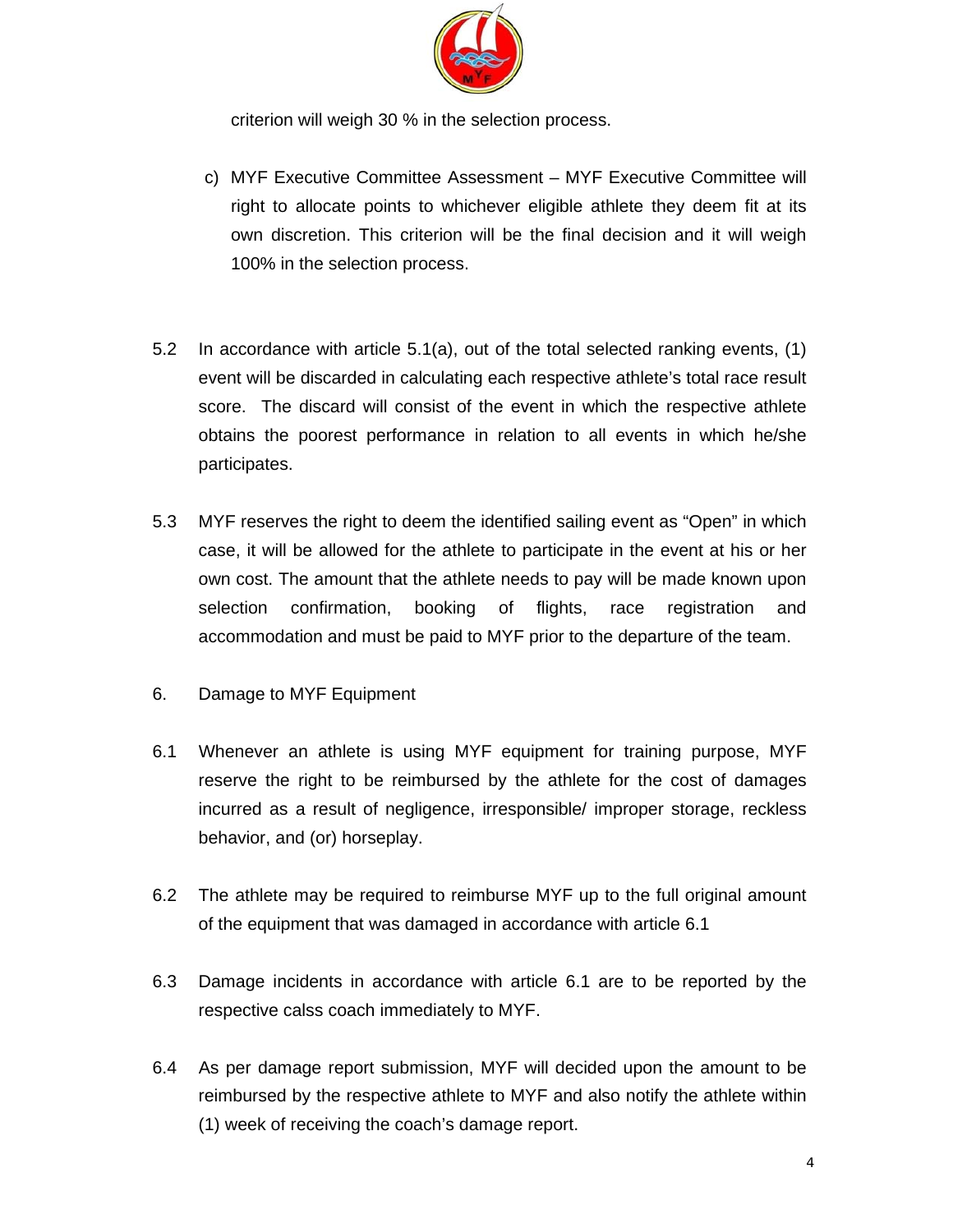criterion will weigh 30 % in the selection process.

c) MYF Executive Committee Assessment – MYF Executive Committee will right to allocate points to whichever eligible athlete they deem fit at its own discretion. This criterion will be the final decision and it will weigh 100% in the selection process.

5.2 In accordance with article 5.1(a), out of the total selected ranking events, (1) event will be discarded in calculating each respective athlete's total race result score. The discard will consist of the event in which the respective athlete obtains the poorest performance in relation to all events in which he/she participates.

5.3 MYF reserves the right to deem the identified sailing event as "Open" in which case, it will be allowed for the athlete to participate in the event at his or her own cost. The amount that the athlete needs to pay will be made known upon selection confirmation, booking of flights, race registration and accommodation and must be paid to MYF prior to the departure of the team.

6. Damage to MYF Equipment

6.1 Whenever an athlete is using MYF equipment for training purpose, MYF reserve the right to be reimbursed by the athlete for the cost of damages incurred as a result of negligence, irresponsible/ improper storage, reckless behavior, and (or) horseplay.

6.2 The athlete may be required to reimburse MYF up to the full original amount of the equipment that was damaged in accordance with article 6.1

6.3 Damage incidents in accordance with article 6.1 are to be reported by the respective calss coach immediately to MYF.

6.4 As per damage report submission, MYF will decided upon the amount to be reimbursed by the respective athlete to MYF and also notify the athlete within (1) week of receiving the coach's damage report.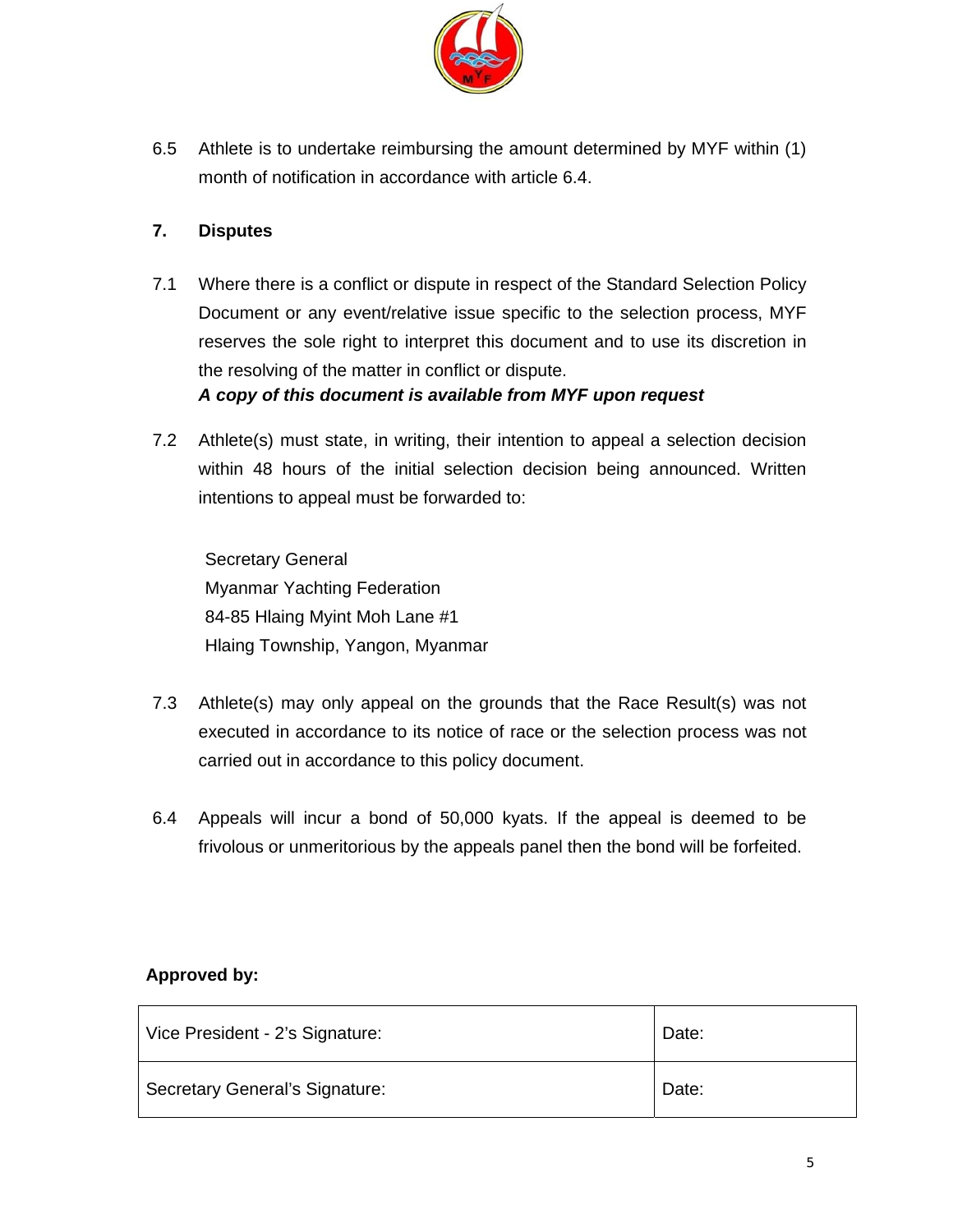6.5 Athlete is to undertake reimbursing the amount determined by MYF within (1) month of notification in accordance with article 6.4.

## 7. Disputes

7.1 Where there is a conflict or dispute in respect of the Standard Selection Policy Document or any event/relative issue specific to the selection process, MYF reserves the sole right to interpret this document and to use its discretion in the resolving of the matter in conflict or dispute.
***A copy of this document is available from MYF upon request***

7.2 Athlete(s) must state, in writing, their intention to appeal a selection decision within 48 hours of the initial selection decision being announced. Written intentions to appeal must be forwarded to:

Secretary General
Myanmar Yachting Federation
84-85 Hlaing Myint Moh Lane #1
Hlaing Township, Yangon, Myanmar

7.3 Athlete(s) may only appeal on the grounds that the Race Result(s) was not executed in accordance to its notice of race or the selection process was not carried out in accordance to this policy document.

6.4 Appeals will incur a bond of 50,000 kyats. If the appeal is deemed to be frivolous or unmeritorious by the appeals panel then the bond will be forfeited.

**Approved by:**

| | |
|---|---|
| Vice President - 2's Signature: | Date: |
| Secretary General's Signature: | Date: |